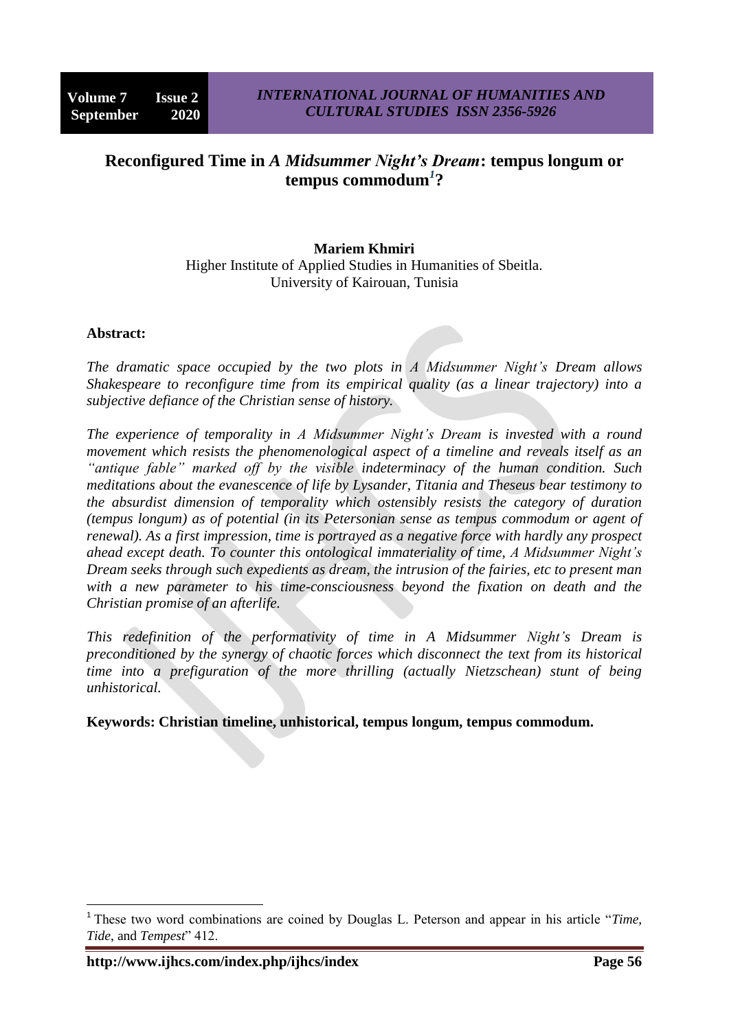# Reconfigured Time in *A Midsummer Night's Dream*: tempus longum or tempus commodum[1]?

**Mariem Khmiri**
Higher Institute of Applied Studies in Humanities of Sbeitla.
University of Kairouan, Tunisia

**Abstract:**

*The dramatic space occupied by the two plots in A Midsummer Night's Dream allows Shakespeare to reconfigure time from its empirical quality (as a linear trajectory) into a subjective defiance of the Christian sense of history.*

*The experience of temporality in A Midsummer Night's Dream is invested with a round movement which resists the phenomenological aspect of a timeline and reveals itself as an "antique fable" marked off by the visible indeterminacy of the human condition. Such meditations about the evanescence of life by Lysander, Titania and Theseus bear testimony to the absurdist dimension of temporality which ostensibly resists the category of duration (tempus longum) as of potential (in its Petersonian sense as tempus commodum or agent of renewal). As a first impression, time is portrayed as a negative force with hardly any prospect ahead except death. To counter this ontological immateriality of time, A Midsummer Night's Dream seeks through such expedients as dream, the intrusion of the fairies, etc to present man with a new parameter to his time-consciousness beyond the fixation on death and the Christian promise of an afterlife.*

*This redefinition of the performativity of time in A Midsummer Night's Dream is preconditioned by the synergy of chaotic forces which disconnect the text from its historical time into a prefiguration of the more thrilling (actually Nietzschean) stunt of being unhistorical.*

**Keywords: Christian timeline, unhistorical, tempus longum, tempus commodum.**

---

[1] These two word combinations are coined by Douglas L. Peterson and appear in his article "*Time, Tide*, and *Tempest*" 412.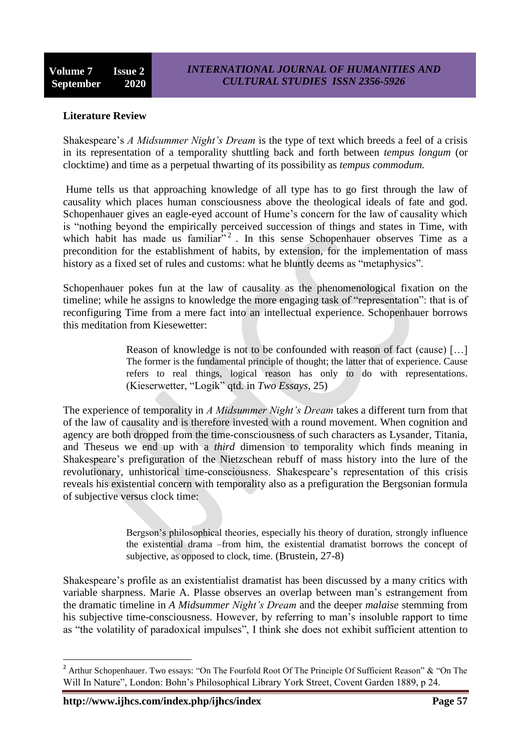**Literature Review**

Shakespeare's *A Midsummer Night's Dream* is the type of text which breeds a feel of a crisis in its representation of a temporality shuttling back and forth between *tempus longum* (or clocktime) and time as a perpetual thwarting of its possibility as *tempus commodum.*

Hume tells us that approaching knowledge of all type has to go first through the law of causality which places human consciousness above the theological ideals of fate and god. Schopenhauer gives an eagle-eyed account of Hume's concern for the law of causality which is "nothing beyond the empirically perceived succession of things and states in Time, with which habit has made us familiar"[2]. In this sense Schopenhauer observes Time as a precondition for the establishment of habits, by extension, for the implementation of mass history as a fixed set of rules and customs: what he bluntly deems as "metaphysics".

Schopenhauer pokes fun at the law of causality as the phenomenological fixation on the timeline; while he assigns to knowledge the more engaging task of "representation": that is of reconfiguring Time from a mere fact into an intellectual experience. Schopenhauer borrows this meditation from Kiesewetter:

> Reason of knowledge is not to be confounded with reason of fact (cause) […] The former is the fundamental principle of thought; the latter that of experience. Cause refers to real things, logical reason has only to do with representations. (Kieserwetter, "Logik" qtd. in *Two Essays*, 25)

The experience of temporality in *A Midsummer Night's Dream* takes a different turn from that of the law of causality and is therefore invested with a round movement. When cognition and agency are both dropped from the time-consciousness of such characters as Lysander, Titania, and Theseus we end up with a *third* dimension to temporality which finds meaning in Shakespeare's prefiguration of the Nietzschean rebuff of mass history into the lure of the revolutionary, unhistorical time-consciousness. Shakespeare's representation of this crisis reveals his existential concern with temporality also as a prefiguration the Bergsonian formula of subjective versus clock time:

> Bergson's philosophical theories, especially his theory of duration, strongly influence the existential drama –from him, the existential dramatist borrows the concept of subjective, as opposed to clock, time. (Brustein, 27-8)

Shakespeare's profile as an existentialist dramatist has been discussed by a many critics with variable sharpness. Marie A. Plasse observes an overlap between man's estrangement from the dramatic timeline in *A Midsummer Night's Dream* and the deeper *malaise* stemming from his subjective time-consciousness. However, by referring to man's insoluble rapport to time as "the volatility of paradoxical impulses", I think she does not exhibit sufficient attention to

---

[2] Arthur Schopenhauer. Two essays: "On The Fourfold Root Of The Principle Of Sufficient Reason" & "On The Will In Nature", London: Bohn's Philosophical Library York Street, Covent Garden 1889, p 24.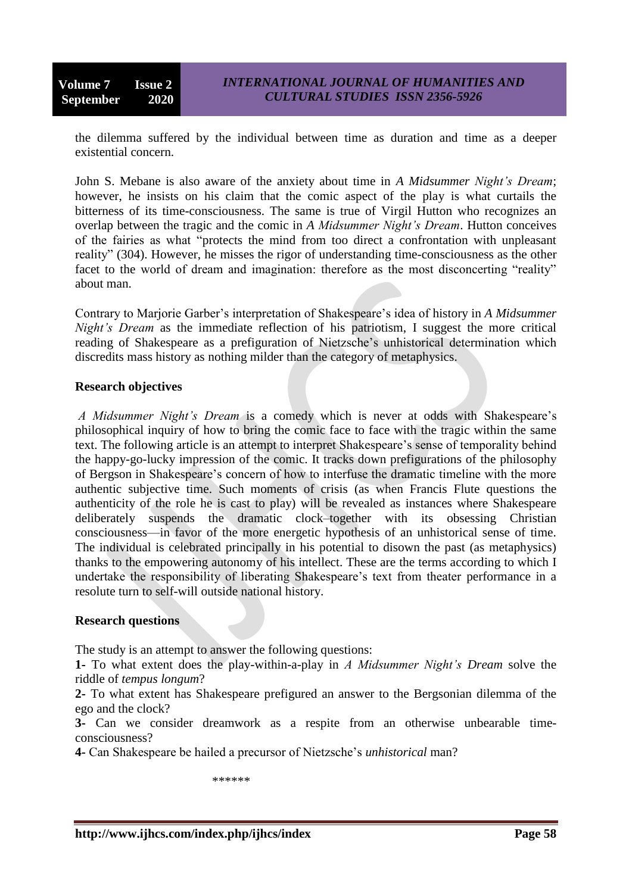the dilemma suffered by the individual between time as duration and time as a deeper existential concern.

John S. Mebane is also aware of the anxiety about time in *A Midsummer Night's Dream*; however, he insists on his claim that the comic aspect of the play is what curtails the bitterness of its time-consciousness. The same is true of Virgil Hutton who recognizes an overlap between the tragic and the comic in *A Midsummer Night's Dream*. Hutton conceives of the fairies as what "protects the mind from too direct a confrontation with unpleasant reality" (304). However, he misses the rigor of understanding time-consciousness as the other facet to the world of dream and imagination: therefore as the most disconcerting "reality" about man.

Contrary to Marjorie Garber's interpretation of Shakespeare's idea of history in *A Midsummer Night's Dream* as the immediate reflection of his patriotism, I suggest the more critical reading of Shakespeare as a prefiguration of Nietzsche's unhistorical determination which discredits mass history as nothing milder than the category of metaphysics.

**Research objectives**

*A Midsummer Night's Dream* is a comedy which is never at odds with Shakespeare's philosophical inquiry of how to bring the comic face to face with the tragic within the same text. The following article is an attempt to interpret Shakespeare's sense of temporality behind the happy-go-lucky impression of the comic. It tracks down prefigurations of the philosophy of Bergson in Shakespeare's concern of how to interfuse the dramatic timeline with the more authentic subjective time. Such moments of crisis (as when Francis Flute questions the authenticity of the role he is cast to play) will be revealed as instances where Shakespeare deliberately suspends the dramatic clock–together with its obsessing Christian consciousness—in favor of the more energetic hypothesis of an unhistorical sense of time. The individual is celebrated principally in his potential to disown the past (as metaphysics) thanks to the empowering autonomy of his intellect. These are the terms according to which I undertake the responsibility of liberating Shakespeare's text from theater performance in a resolute turn to self-will outside national history.

**Research questions**

The study is an attempt to answer the following questions:

**1-** To what extent does the play-within-a-play in *A Midsummer Night's Dream* solve the riddle of *tempus longum*?

**2-** To what extent has Shakespeare prefigured an answer to the Bergsonian dilemma of the ego and the clock?

**3-** Can we consider dreamwork as a respite from an otherwise unbearable time-consciousness?

**4-** Can Shakespeare be hailed a precursor of Nietzsche's *unhistorical* man?

******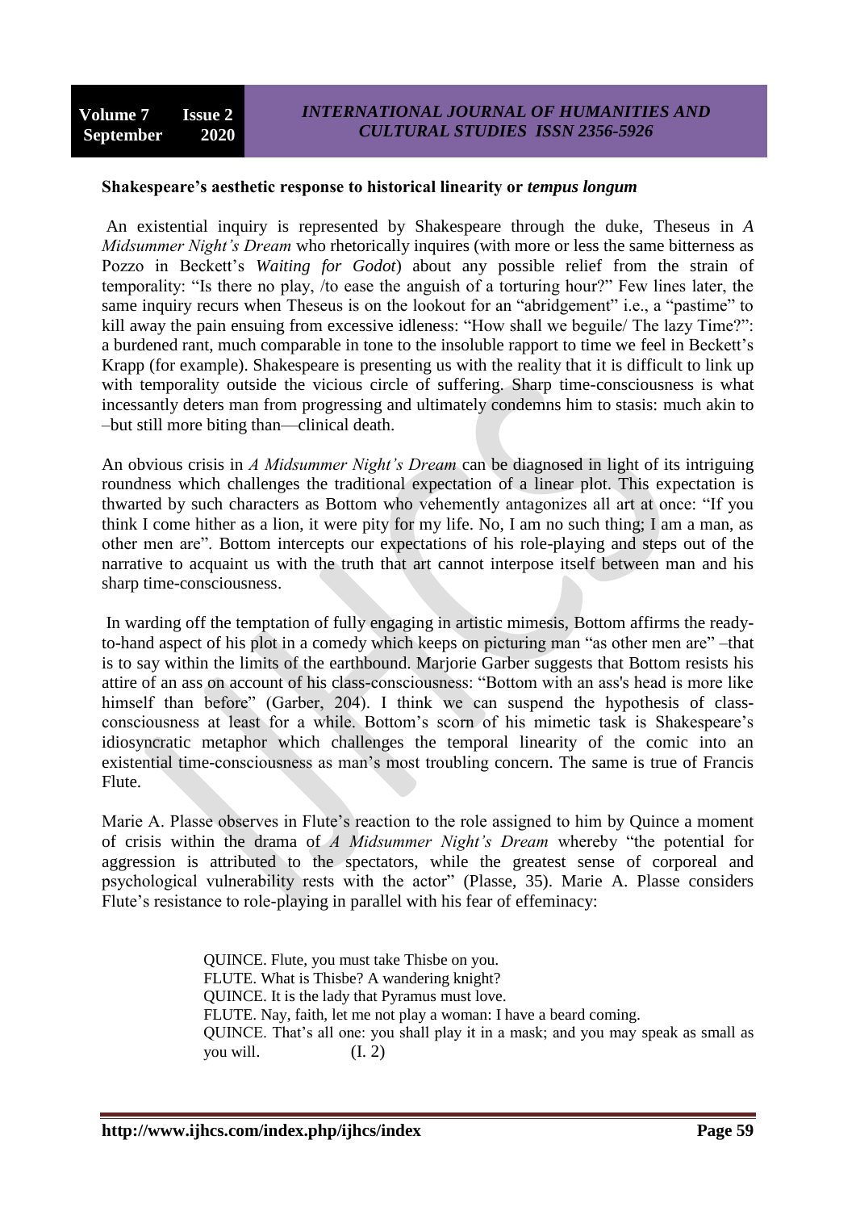**Shakespeare's aesthetic response to historical linearity or *tempus longum***

An existential inquiry is represented by Shakespeare through the duke, Theseus in *A Midsummer Night's Dream* who rhetorically inquires (with more or less the same bitterness as Pozzo in Beckett's *Waiting for Godot*) about any possible relief from the strain of temporality: "Is there no play, /to ease the anguish of a torturing hour?" Few lines later, the same inquiry recurs when Theseus is on the lookout for an "abridgement" i.e., a "pastime" to kill away the pain ensuing from excessive idleness: "How shall we beguile/ The lazy Time?": a burdened rant, much comparable in tone to the insoluble rapport to time we feel in Beckett's Krapp (for example). Shakespeare is presenting us with the reality that it is difficult to link up with temporality outside the vicious circle of suffering. Sharp time-consciousness is what incessantly deters man from progressing and ultimately condemns him to stasis: much akin to –but still more biting than—clinical death.

An obvious crisis in *A Midsummer Night's Dream* can be diagnosed in light of its intriguing roundness which challenges the traditional expectation of a linear plot. This expectation is thwarted by such characters as Bottom who vehemently antagonizes all art at once: "If you think I come hither as a lion, it were pity for my life. No, I am no such thing; I am a man, as other men are". Bottom intercepts our expectations of his role-playing and steps out of the narrative to acquaint us with the truth that art cannot interpose itself between man and his sharp time-consciousness.

In warding off the temptation of fully engaging in artistic mimesis, Bottom affirms the ready-to-hand aspect of his plot in a comedy which keeps on picturing man "as other men are" –that is to say within the limits of the earthbound. Marjorie Garber suggests that Bottom resists his attire of an ass on account of his class-consciousness: "Bottom with an ass's head is more like himself than before" (Garber, 204). I think we can suspend the hypothesis of class-consciousness at least for a while. Bottom's scorn of his mimetic task is Shakespeare's idiosyncratic metaphor which challenges the temporal linearity of the comic into an existential time-consciousness as man's most troubling concern. The same is true of Francis Flute.

Marie A. Plasse observes in Flute's reaction to the role assigned to him by Quince a moment of crisis within the drama of *A Midsummer Night's Dream* whereby "the potential for aggression is attributed to the spectators, while the greatest sense of corporeal and psychological vulnerability rests with the actor" (Plasse, 35). Marie A. Plasse considers Flute's resistance to role-playing in parallel with his fear of effeminacy:

> QUINCE. Flute, you must take Thisbe on you.
> FLUTE. What is Thisbe? A wandering knight?
> QUINCE. It is the lady that Pyramus must love.
> FLUTE. Nay, faith, let me not play a woman: I have a beard coming.
> QUINCE. That's all one: you shall play it in a mask; and you may speak as small as you will. (I. 2)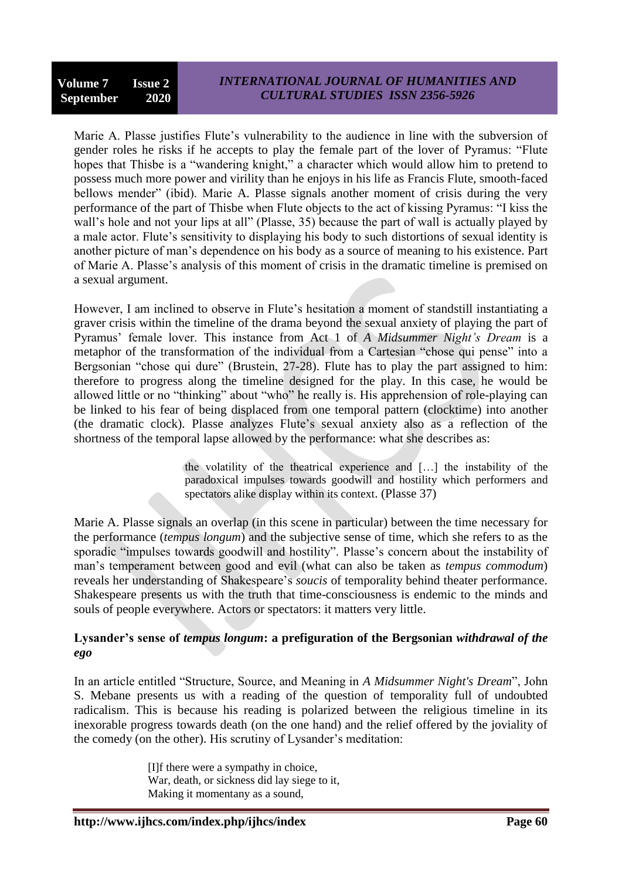Marie A. Plasse justifies Flute's vulnerability to the audience in line with the subversion of gender roles he risks if he accepts to play the female part of the lover of Pyramus: "Flute hopes that Thisbe is a "wandering knight," a character which would allow him to pretend to possess much more power and virility than he enjoys in his life as Francis Flute, smooth-faced bellows mender" (ibid). Marie A. Plasse signals another moment of crisis during the very performance of the part of Thisbe when Flute objects to the act of kissing Pyramus: "I kiss the wall's hole and not your lips at all" (Plasse, 35) because the part of wall is actually played by a male actor. Flute's sensitivity to displaying his body to such distortions of sexual identity is another picture of man's dependence on his body as a source of meaning to his existence. Part of Marie A. Plasse's analysis of this moment of crisis in the dramatic timeline is premised on a sexual argument.

However, I am inclined to observe in Flute's hesitation a moment of standstill instantiating a graver crisis within the timeline of the drama beyond the sexual anxiety of playing the part of Pyramus' female lover. This instance from Act 1 of *A Midsummer Night's Dream* is a metaphor of the transformation of the individual from a Cartesian "chose qui pense" into a Bergsonian "chose qui dure" (Brustein, 27-28). Flute has to play the part assigned to him: therefore to progress along the timeline designed for the play. In this case, he would be allowed little or no "thinking" about "who" he really is. His apprehension of role-playing can be linked to his fear of being displaced from one temporal pattern (clocktime) into another (the dramatic clock). Plasse analyzes Flute's sexual anxiety also as a reflection of the shortness of the temporal lapse allowed by the performance: what she describes as:

> the volatility of the theatrical experience and […] the instability of the paradoxical impulses towards goodwill and hostility which performers and spectators alike display within its context. (Plasse 37)

Marie A. Plasse signals an overlap (in this scene in particular) between the time necessary for the performance (*tempus longum*) and the subjective sense of time, which she refers to as the sporadic "impulses towards goodwill and hostility". Plasse's concern about the instability of man's temperament between good and evil (what can also be taken as *tempus commodum*) reveals her understanding of Shakespeare's *soucis* of temporality behind theater performance. Shakespeare presents us with the truth that time-consciousness is endemic to the minds and souls of people everywhere. Actors or spectators: it matters very little.

### Lysander's sense of *tempus longum*: a prefiguration of the Bergsonian *withdrawal of the ego*

In an article entitled "Structure, Source, and Meaning in *A Midsummer Night's Dream*", John S. Mebane presents us with a reading of the question of temporality full of undoubted radicalism. This is because his reading is polarized between the religious timeline in its inexorable progress towards death (on the one hand) and the relief offered by the joviality of the comedy (on the other). His scrutiny of Lysander's meditation:

> [I]f there were a sympathy in choice,
> War, death, or sickness did lay siege to it,
> Making it momentany as a sound,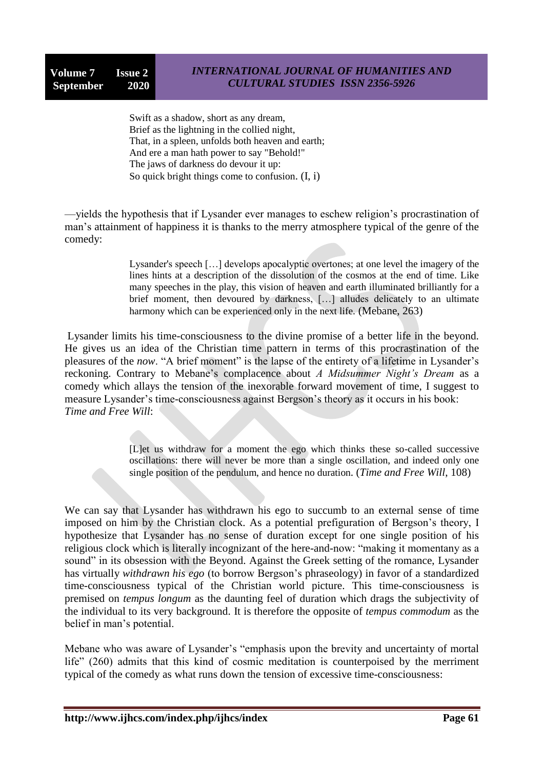> Swift as a shadow, short as any dream,
> Brief as the lightning in the collied night,
> That, in a spleen, unfolds both heaven and earth;
> And ere a man hath power to say "Behold!"
> The jaws of darkness do devour it up:
> So quick bright things come to confusion. (I, i)

—yields the hypothesis that if Lysander ever manages to eschew religion's procrastination of man's attainment of happiness it is thanks to the merry atmosphere typical of the genre of the comedy:

> Lysander's speech […] develops apocalyptic overtones; at one level the imagery of the lines hints at a description of the dissolution of the cosmos at the end of time. Like many speeches in the play, this vision of heaven and earth illuminated brilliantly for a brief moment, then devoured by darkness, […] alludes delicately to an ultimate harmony which can be experienced only in the next life. (Mebane, 263)

Lysander limits his time-consciousness to the divine promise of a better life in the beyond. He gives us an idea of the Christian time pattern in terms of this procrastination of the pleasures of the *now*. "A brief moment" is the lapse of the entirety of a lifetime in Lysander's reckoning. Contrary to Mebane's complacence about *A Midsummer Night's Dream* as a comedy which allays the tension of the inexorable forward movement of time, I suggest to measure Lysander's time-consciousness against Bergson's theory as it occurs in his book: *Time and Free Will*:

> [L]et us withdraw for a moment the ego which thinks these so-called successive oscillations: there will never be more than a single oscillation, and indeed only one single position of the pendulum, and hence no duration. (*Time and Free Will*, 108)

We can say that Lysander has withdrawn his ego to succumb to an external sense of time imposed on him by the Christian clock. As a potential prefiguration of Bergson's theory, I hypothesize that Lysander has no sense of duration except for one single position of his religious clock which is literally incognizant of the here-and-now: "making it momentany as a sound" in its obsession with the Beyond. Against the Greek setting of the romance, Lysander has virtually *withdrawn his ego* (to borrow Bergson's phraseology) in favor of a standardized time-consciousness typical of the Christian world picture. This time-consciousness is premised on *tempus longum* as the daunting feel of duration which drags the subjectivity of the individual to its very background. It is therefore the opposite of *tempus commodum* as the belief in man's potential.

Mebane who was aware of Lysander's "emphasis upon the brevity and uncertainty of mortal life" (260) admits that this kind of cosmic meditation is counterpoised by the merriment typical of the comedy as what runs down the tension of excessive time-consciousness: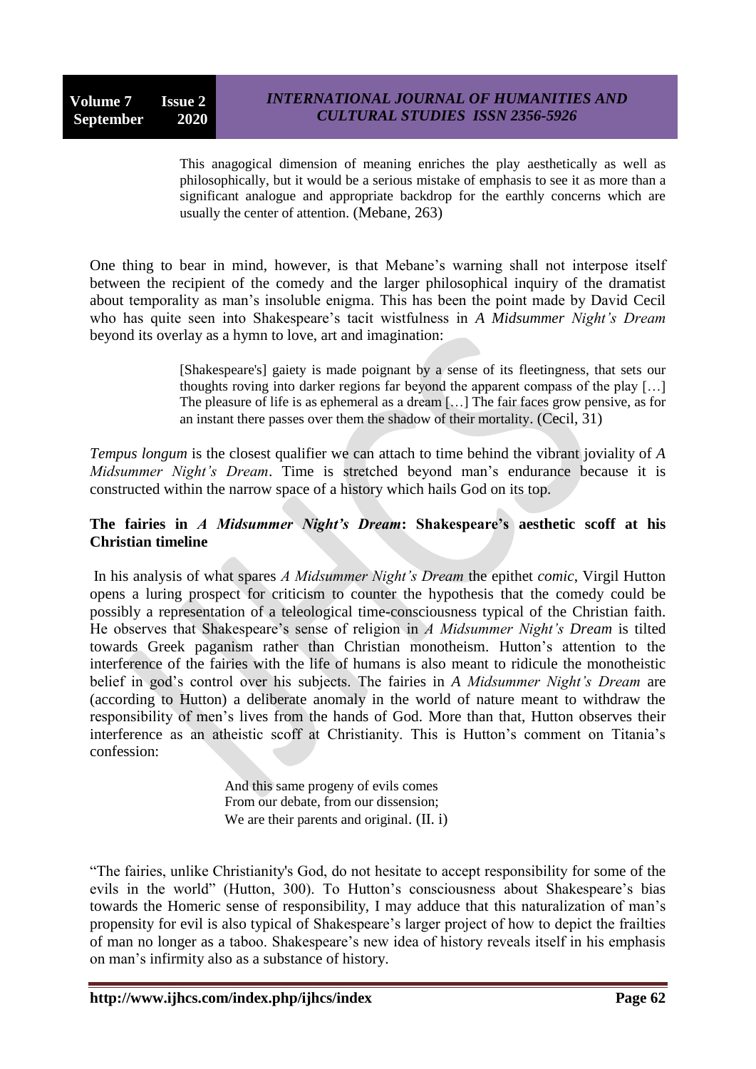> This anagogical dimension of meaning enriches the play aesthetically as well as philosophically, but it would be a serious mistake of emphasis to see it as more than a significant analogue and appropriate backdrop for the earthly concerns which are usually the center of attention. (Mebane, 263)

One thing to bear in mind, however, is that Mebane's warning shall not interpose itself between the recipient of the comedy and the larger philosophical inquiry of the dramatist about temporality as man's insoluble enigma. This has been the point made by David Cecil who has quite seen into Shakespeare's tacit wistfulness in *A Midsummer Night's Dream* beyond its overlay as a hymn to love, art and imagination:

> [Shakespeare's] gaiety is made poignant by a sense of its fleetingness, that sets our thoughts roving into darker regions far beyond the apparent compass of the play […] The pleasure of life is as ephemeral as a dream […] The fair faces grow pensive, as for an instant there passes over them the shadow of their mortality. (Cecil, 31)

*Tempus longum* is the closest qualifier we can attach to time behind the vibrant joviality of *A Midsummer Night's Dream*. Time is stretched beyond man's endurance because it is constructed within the narrow space of a history which hails God on its top.

## The fairies in *A Midsummer Night's Dream*: Shakespeare's aesthetic scoff at his Christian timeline

In his analysis of what spares *A Midsummer Night's Dream* the epithet *comic*, Virgil Hutton opens a luring prospect for criticism to counter the hypothesis that the comedy could be possibly a representation of a teleological time-consciousness typical of the Christian faith. He observes that Shakespeare's sense of religion in *A Midsummer Night's Dream* is tilted towards Greek paganism rather than Christian monotheism. Hutton's attention to the interference of the fairies with the life of humans is also meant to ridicule the monotheistic belief in god's control over his subjects. The fairies in *A Midsummer Night's Dream* are (according to Hutton) a deliberate anomaly in the world of nature meant to withdraw the responsibility of men's lives from the hands of God. More than that, Hutton observes their interference as an atheistic scoff at Christianity. This is Hutton's comment on Titania's confession:

> And this same progeny of evils comes
> From our debate, from our dissension;
> We are their parents and original. (II. i)

"The fairies, unlike Christianity's God, do not hesitate to accept responsibility for some of the evils in the world" (Hutton, 300). To Hutton's consciousness about Shakespeare's bias towards the Homeric sense of responsibility, I may adduce that this naturalization of man's propensity for evil is also typical of Shakespeare's larger project of how to depict the frailties of man no longer as a taboo. Shakespeare's new idea of history reveals itself in his emphasis on man's infirmity also as a substance of history.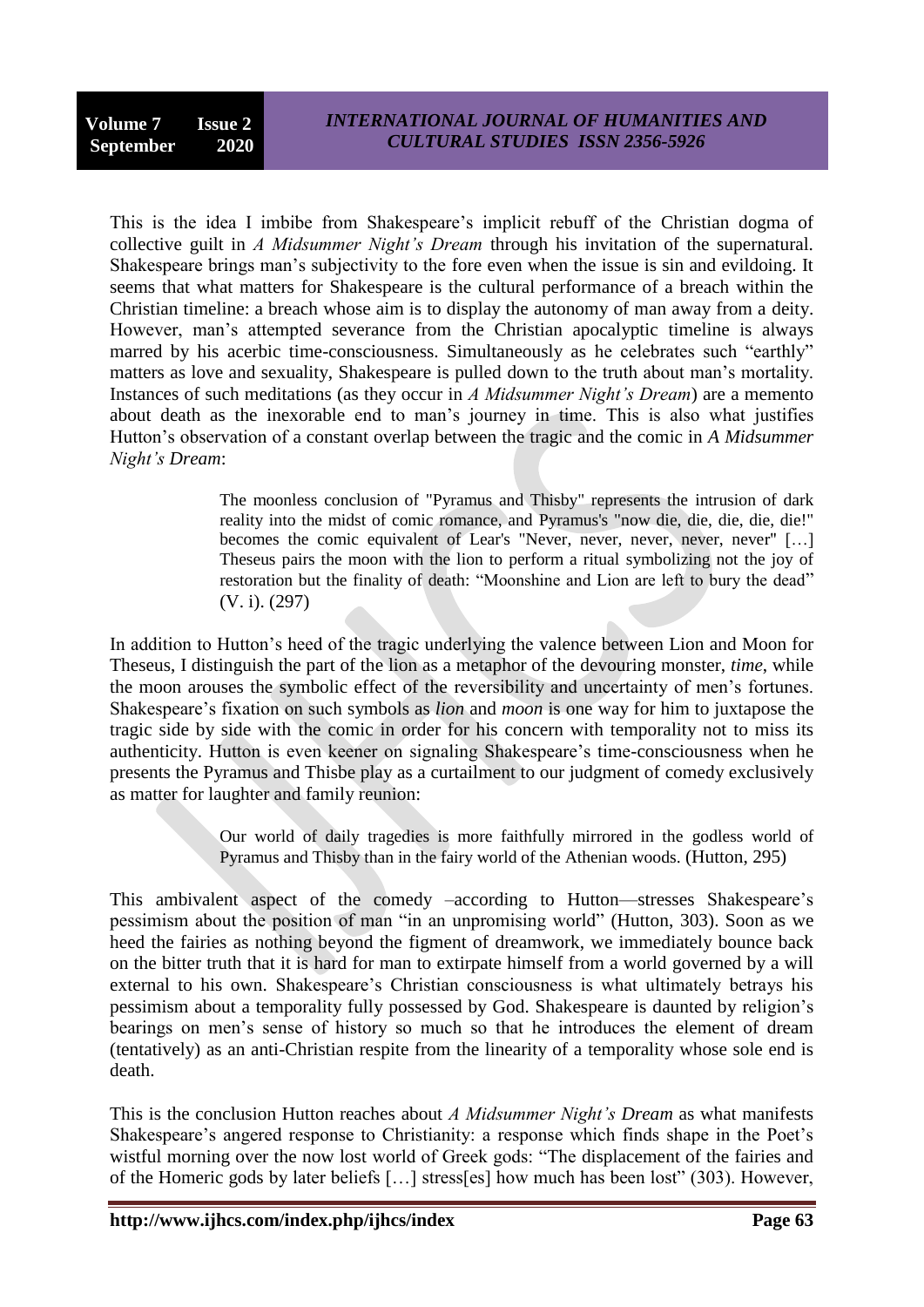This is the idea I imbibe from Shakespeare's implicit rebuff of the Christian dogma of collective guilt in *A Midsummer Night's Dream* through his invitation of the supernatural. Shakespeare brings man's subjectivity to the fore even when the issue is sin and evildoing. It seems that what matters for Shakespeare is the cultural performance of a breach within the Christian timeline: a breach whose aim is to display the autonomy of man away from a deity. However, man's attempted severance from the Christian apocalyptic timeline is always marred by his acerbic time-consciousness. Simultaneously as he celebrates such "earthly" matters as love and sexuality, Shakespeare is pulled down to the truth about man's mortality. Instances of such meditations (as they occur in *A Midsummer Night's Dream*) are a memento about death as the inexorable end to man's journey in time. This is also what justifies Hutton's observation of a constant overlap between the tragic and the comic in *A Midsummer Night's Dream*:

> The moonless conclusion of "Pyramus and Thisby" represents the intrusion of dark reality into the midst of comic romance, and Pyramus's "now die, die, die, die, die!" becomes the comic equivalent of Lear's "Never, never, never, never, never" […] Theseus pairs the moon with the lion to perform a ritual symbolizing not the joy of restoration but the finality of death: "Moonshine and Lion are left to bury the dead" (V. i). (297)

In addition to Hutton's heed of the tragic underlying the valence between Lion and Moon for Theseus, I distinguish the part of the lion as a metaphor of the devouring monster, *time*, while the moon arouses the symbolic effect of the reversibility and uncertainty of men's fortunes. Shakespeare's fixation on such symbols as *lion* and *moon* is one way for him to juxtapose the tragic side by side with the comic in order for his concern with temporality not to miss its authenticity. Hutton is even keener on signaling Shakespeare's time-consciousness when he presents the Pyramus and Thisbe play as a curtailment to our judgment of comedy exclusively as matter for laughter and family reunion:

> Our world of daily tragedies is more faithfully mirrored in the godless world of Pyramus and Thisby than in the fairy world of the Athenian woods. (Hutton, 295)

This ambivalent aspect of the comedy –according to Hutton—stresses Shakespeare's pessimism about the position of man "in an unpromising world" (Hutton, 303). Soon as we heed the fairies as nothing beyond the figment of dreamwork, we immediately bounce back on the bitter truth that it is hard for man to extirpate himself from a world governed by a will external to his own. Shakespeare's Christian consciousness is what ultimately betrays his pessimism about a temporality fully possessed by God. Shakespeare is daunted by religion's bearings on men's sense of history so much so that he introduces the element of dream (tentatively) as an anti-Christian respite from the linearity of a temporality whose sole end is death.

This is the conclusion Hutton reaches about *A Midsummer Night's Dream* as what manifests Shakespeare's angered response to Christianity: a response which finds shape in the Poet's wistful morning over the now lost world of Greek gods: "The displacement of the fairies and of the Homeric gods by later beliefs […] stress[es] how much has been lost" (303). However,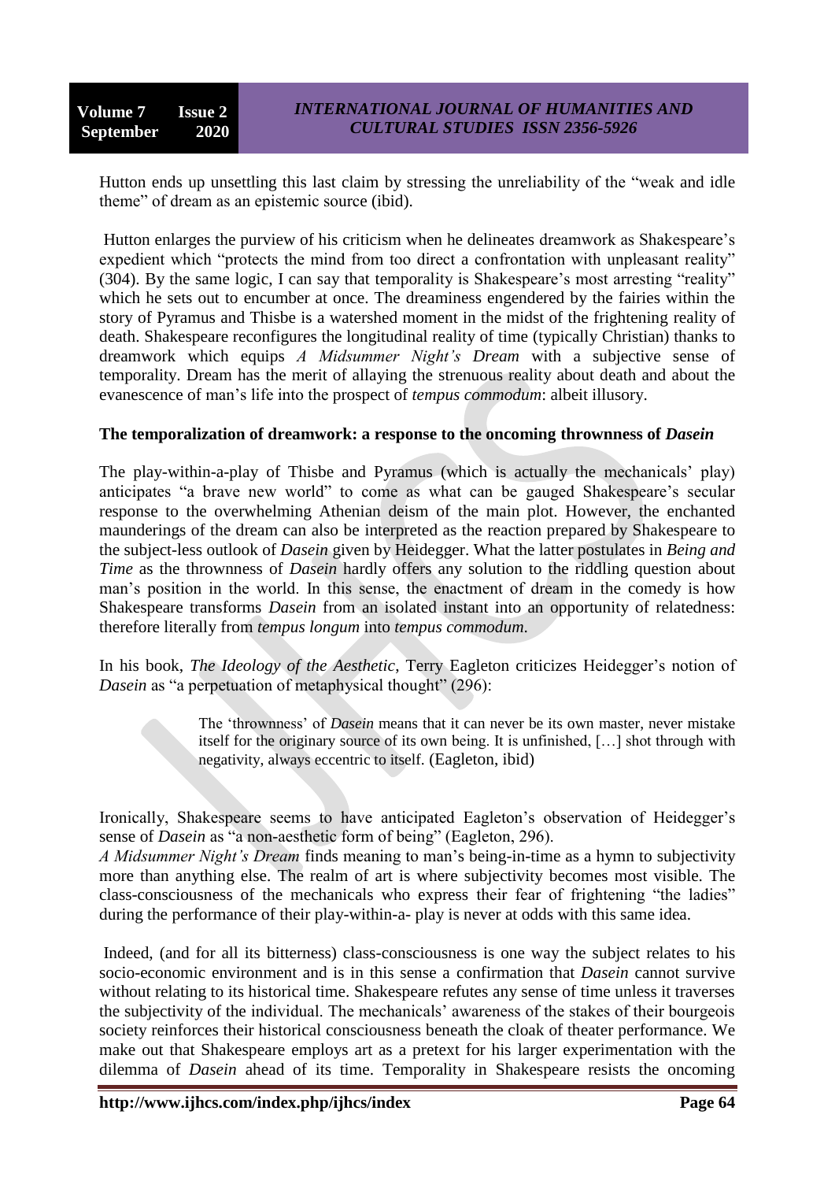Hutton ends up unsettling this last claim by stressing the unreliability of the "weak and idle theme" of dream as an epistemic source (ibid).

Hutton enlarges the purview of his criticism when he delineates dreamwork as Shakespeare's expedient which "protects the mind from too direct a confrontation with unpleasant reality" (304). By the same logic, I can say that temporality is Shakespeare's most arresting "reality" which he sets out to encumber at once. The dreaminess engendered by the fairies within the story of Pyramus and Thisbe is a watershed moment in the midst of the frightening reality of death. Shakespeare reconfigures the longitudinal reality of time (typically Christian) thanks to dreamwork which equips *A Midsummer Night's Dream* with a subjective sense of temporality. Dream has the merit of allaying the strenuous reality about death and about the evanescence of man's life into the prospect of *tempus commodum*: albeit illusory.

**The temporalization of dreamwork: a response to the oncoming thrownness of *Dasein***

The play-within-a-play of Thisbe and Pyramus (which is actually the mechanicals' play) anticipates "a brave new world" to come as what can be gauged Shakespeare's secular response to the overwhelming Athenian deism of the main plot. However, the enchanted maunderings of the dream can also be interpreted as the reaction prepared by Shakespeare to the subject-less outlook of *Dasein* given by Heidegger. What the latter postulates in *Being and Time* as the thrownness of *Dasein* hardly offers any solution to the riddling question about man's position in the world. In this sense, the enactment of dream in the comedy is how Shakespeare transforms *Dasein* from an isolated instant into an opportunity of relatedness: therefore literally from *tempus longum* into *tempus commodum*.

In his book, *The Ideology of the Aesthetic*, Terry Eagleton criticizes Heidegger's notion of *Dasein* as "a perpetuation of metaphysical thought" (296):

> The 'thrownness' of *Dasein* means that it can never be its own master, never mistake itself for the originary source of its own being. It is unfinished, […] shot through with negativity, always eccentric to itself. (Eagleton, ibid)

Ironically, Shakespeare seems to have anticipated Eagleton's observation of Heidegger's sense of *Dasein* as "a non-aesthetic form of being" (Eagleton, 296).
*A Midsummer Night's Dream* finds meaning to man's being-in-time as a hymn to subjectivity more than anything else. The realm of art is where subjectivity becomes most visible. The class-consciousness of the mechanicals who express their fear of frightening "the ladies" during the performance of their play-within-a- play is never at odds with this same idea.

Indeed, (and for all its bitterness) class-consciousness is one way the subject relates to his socio-economic environment and is in this sense a confirmation that *Dasein* cannot survive without relating to its historical time. Shakespeare refutes any sense of time unless it traverses the subjectivity of the individual. The mechanicals' awareness of the stakes of their bourgeois society reinforces their historical consciousness beneath the cloak of theater performance. We make out that Shakespeare employs art as a pretext for his larger experimentation with the dilemma of *Dasein* ahead of its time. Temporality in Shakespeare resists the oncoming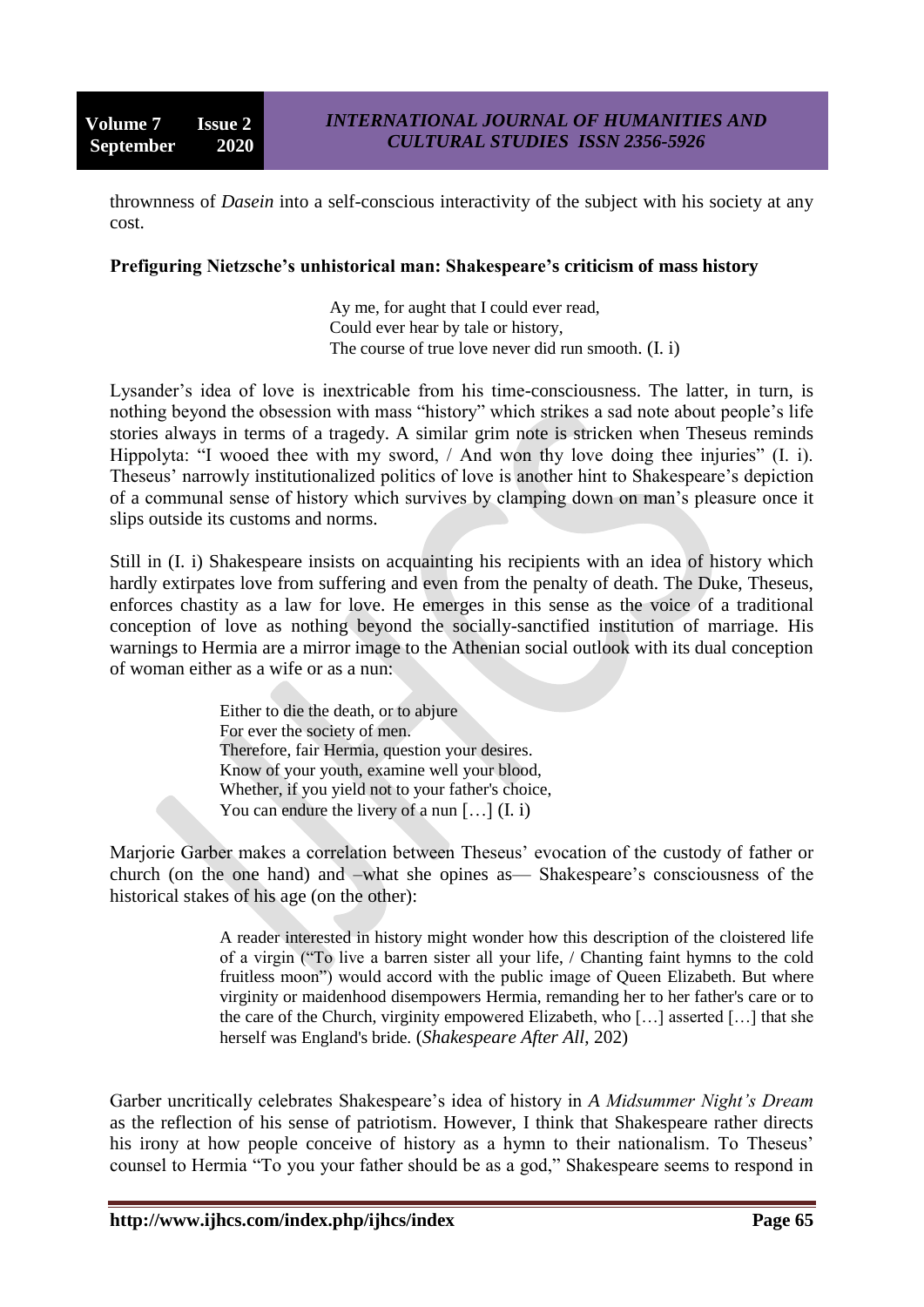thrownness of *Dasein* into a self-conscious interactivity of the subject with his society at any cost.

**Prefiguring Nietzsche's unhistorical man: Shakespeare's criticism of mass history**

> Ay me, for aught that I could ever read,
> Could ever hear by tale or history,
> The course of true love never did run smooth. (I. i)

Lysander's idea of love is inextricable from his time-consciousness. The latter, in turn, is nothing beyond the obsession with mass "history" which strikes a sad note about people's life stories always in terms of a tragedy. A similar grim note is stricken when Theseus reminds Hippolyta: "I wooed thee with my sword, / And won thy love doing thee injuries" (I. i). Theseus' narrowly institutionalized politics of love is another hint to Shakespeare's depiction of a communal sense of history which survives by clamping down on man's pleasure once it slips outside its customs and norms.

Still in (I. i) Shakespeare insists on acquainting his recipients with an idea of history which hardly extirpates love from suffering and even from the penalty of death. The Duke, Theseus, enforces chastity as a law for love. He emerges in this sense as the voice of a traditional conception of love as nothing beyond the socially-sanctified institution of marriage. His warnings to Hermia are a mirror image to the Athenian social outlook with its dual conception of woman either as a wife or as a nun:

> Either to die the death, or to abjure
> For ever the society of men.
> Therefore, fair Hermia, question your desires.
> Know of your youth, examine well your blood,
> Whether, if you yield not to your father's choice,
> You can endure the livery of a nun […] (I. i)

Marjorie Garber makes a correlation between Theseus' evocation of the custody of father or church (on the one hand) and –what she opines as— Shakespeare's consciousness of the historical stakes of his age (on the other):

> A reader interested in history might wonder how this description of the cloistered life of a virgin ("To live a barren sister all your life, / Chanting faint hymns to the cold fruitless moon") would accord with the public image of Queen Elizabeth. But where virginity or maidenhood disempowers Hermia, remanding her to her father's care or to the care of the Church, virginity empowered Elizabeth, who […] asserted […] that she herself was England's bride. (*Shakespeare After All*, 202)

Garber uncritically celebrates Shakespeare's idea of history in *A Midsummer Night's Dream* as the reflection of his sense of patriotism. However, I think that Shakespeare rather directs his irony at how people conceive of history as a hymn to their nationalism. To Theseus' counsel to Hermia "To you your father should be as a god," Shakespeare seems to respond in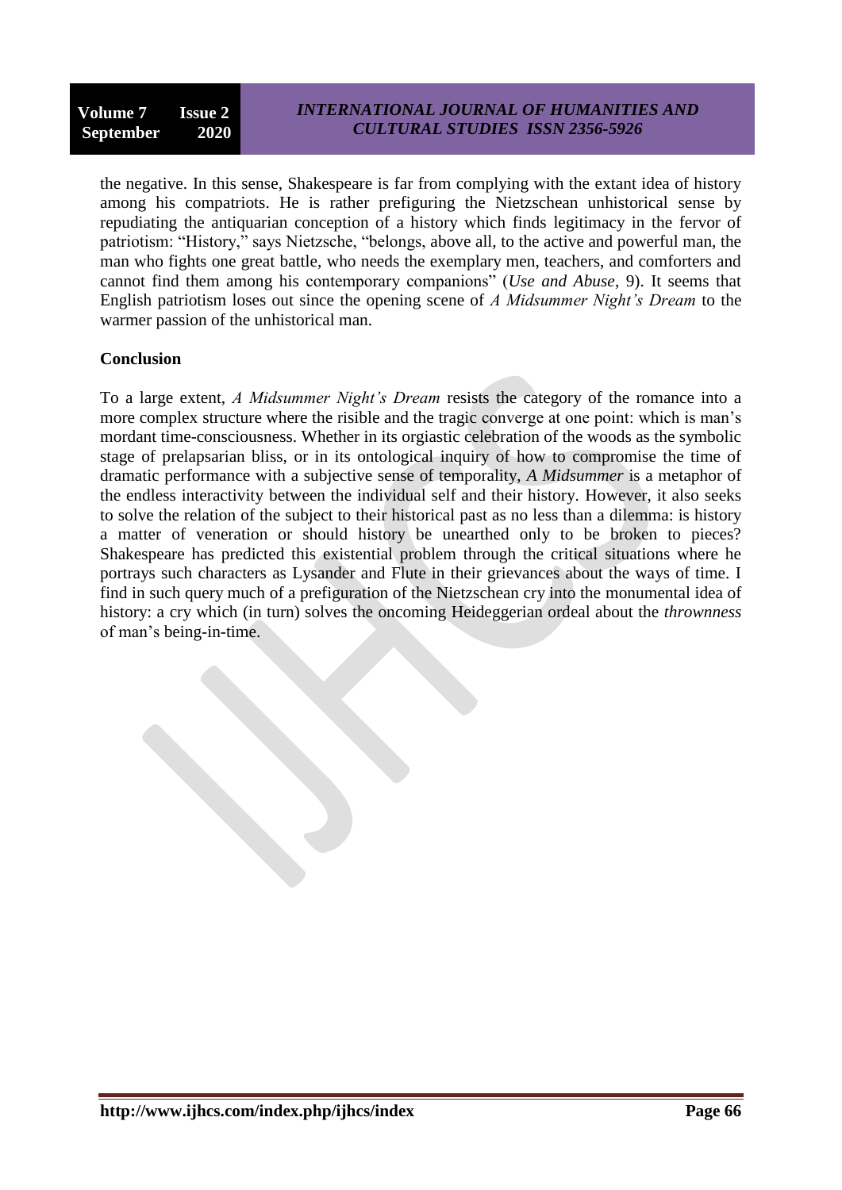the negative. In this sense, Shakespeare is far from complying with the extant idea of history among his compatriots. He is rather prefiguring the Nietzschean unhistorical sense by repudiating the antiquarian conception of a history which finds legitimacy in the fervor of patriotism: "History," says Nietzsche, "belongs, above all, to the active and powerful man, the man who fights one great battle, who needs the exemplary men, teachers, and comforters and cannot find them among his contemporary companions" (*Use and Abuse*, 9). It seems that English patriotism loses out since the opening scene of *A Midsummer Night's Dream* to the warmer passion of the unhistorical man.

## Conclusion

To a large extent, *A Midsummer Night's Dream* resists the category of the romance into a more complex structure where the risible and the tragic converge at one point: which is man's mordant time-consciousness. Whether in its orgiastic celebration of the woods as the symbolic stage of prelapsarian bliss, or in its ontological inquiry of how to compromise the time of dramatic performance with a subjective sense of temporality, *A Midsummer* is a metaphor of the endless interactivity between the individual self and their history. However, it also seeks to solve the relation of the subject to their historical past as no less than a dilemma: is history a matter of veneration or should history be unearthed only to be broken to pieces? Shakespeare has predicted this existential problem through the critical situations where he portrays such characters as Lysander and Flute in their grievances about the ways of time. I find in such query much of a prefiguration of the Nietzschean cry into the monumental idea of history: a cry which (in turn) solves the oncoming Heideggerian ordeal about the *thrownness* of man's being-in-time.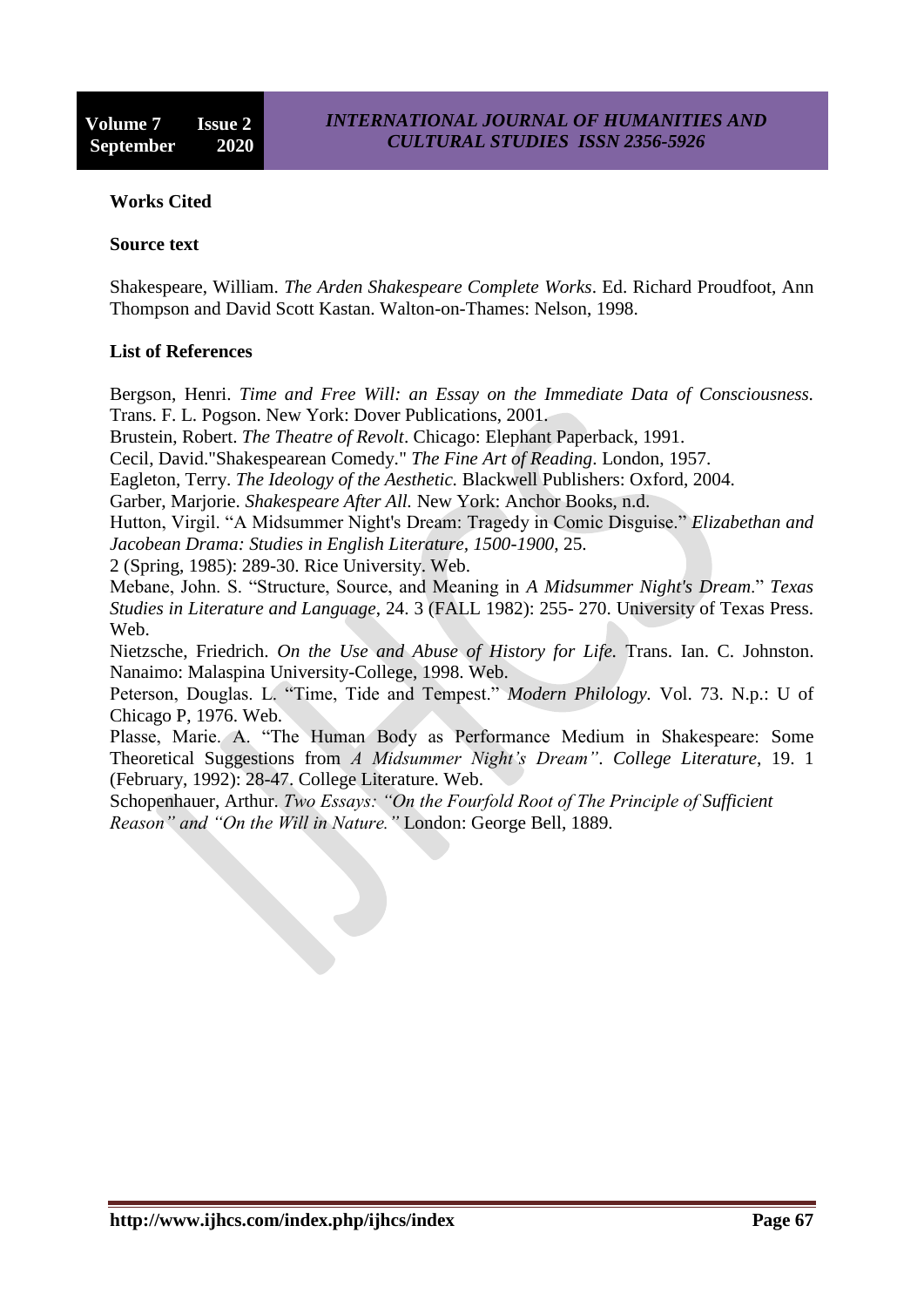**Works Cited**

**Source text**

Shakespeare, William. *The Arden Shakespeare Complete Works*. Ed. Richard Proudfoot, Ann Thompson and David Scott Kastan. Walton-on-Thames: Nelson, 1998.

**List of References**

Bergson, Henri. *Time and Free Will: an Essay on the Immediate Data of Consciousness.* Trans. F. L. Pogson. New York: Dover Publications, 2001.

Brustein, Robert. *The Theatre of Revolt*. Chicago: Elephant Paperback, 1991.

Cecil, David."Shakespearean Comedy." *The Fine Art of Reading*. London, 1957.

Eagleton, Terry. *The Ideology of the Aesthetic.* Blackwell Publishers: Oxford, 2004.

Garber, Marjorie. *Shakespeare After All.* New York: Anchor Books, n.d.

Hutton, Virgil. "A Midsummer Night's Dream: Tragedy in Comic Disguise." *Elizabethan and Jacobean Drama: Studies in English Literature, 1500-1900*, 25.

2 (Spring, 1985): 289-30. Rice University. Web.

Mebane, John. S. "Structure, Source, and Meaning in *A Midsummer Night's Dream*." *Texas Studies in Literature and Language*, 24. 3 (FALL 1982): 255- 270. University of Texas Press. Web.

Nietzsche, Friedrich. *On the Use and Abuse of History for Life.* Trans. Ian. C. Johnston. Nanaimo: Malaspina University-College, 1998. Web.

Peterson, Douglas. L. "Time, Tide and Tempest." *Modern Philology.* Vol. 73. N.p.: U of Chicago P, 1976. Web.

Plasse, Marie. A. "The Human Body as Performance Medium in Shakespeare: Some Theoretical Suggestions from *A Midsummer Night's Dream*". *College Literature*, 19. 1 (February, 1992): 28-47. College Literature. Web.

Schopenhauer, Arthur. *Two Essays: "On the Fourfold Root of The Principle of Sufficient Reason" and "On the Will in Nature."* London: George Bell, 1889.